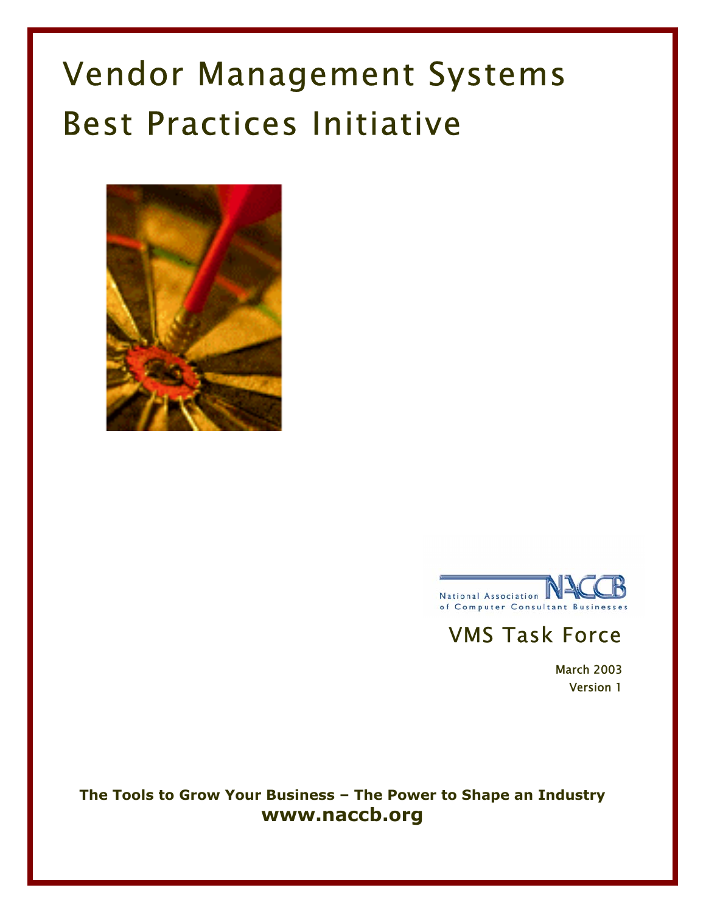# Vendor Management Systems Best Practices Initiative

National Association of Computer Consultant Businesses

NACCB

## VMS Task Force

March 2003

Version 1

**The Tools to Grow Your Business – The Power to Shape an Industry**

**www.naccb.org**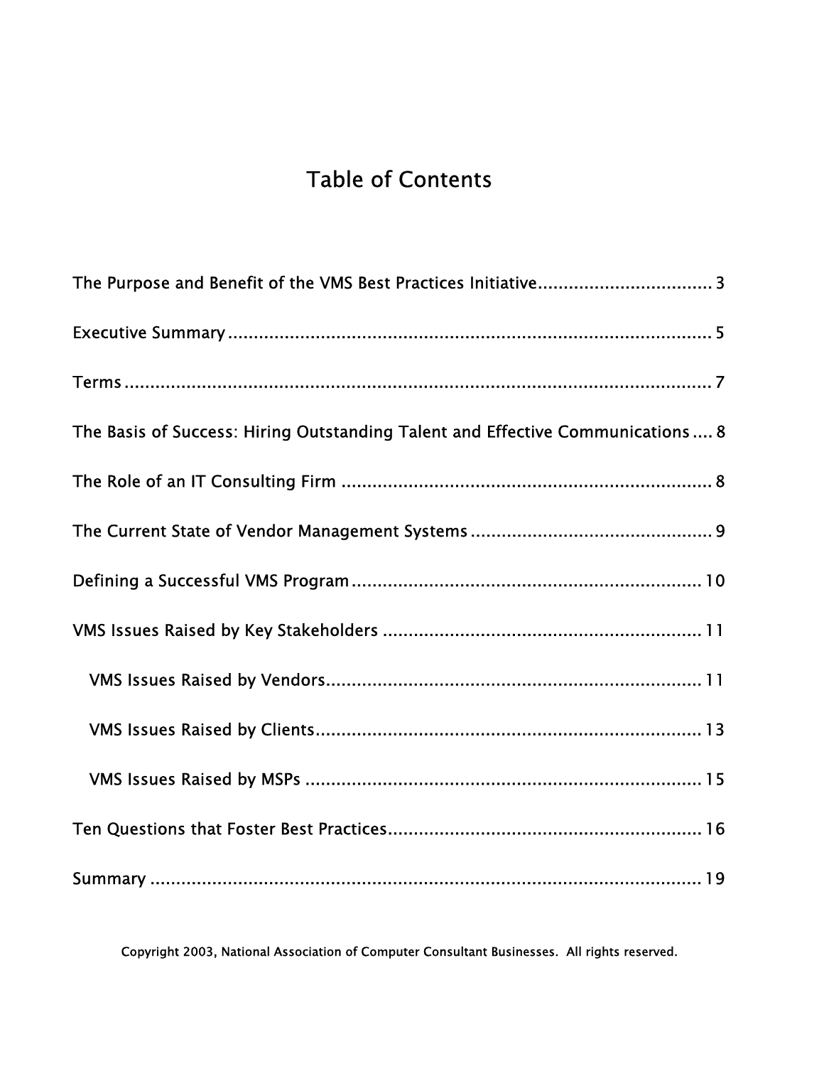# Table of Contents

The Purpose and Benefit of the VMS Best Practices Initiative................................ 3

Executive Summary............................................................................................ 5

Terms................................................................................................................ 7

The Basis of Success: Hiring Outstanding Talent and Effective Communications.... 8

The Role of an IT Consulting Firm ...................................................................... 8

The Current State of Vendor Management Systems .............................................. 9

Defining a Successful VMS Program ................................................................... 10

VMS Issues Raised by Key Stakeholders ............................................................. 11

- VMS Issues Raised by Vendors........................................................................ 11
- VMS Issues Raised by Clients.......................................................................... 13
- VMS Issues Raised by MSPs ........................................................................... 15

Ten Questions that Foster Best Practices............................................................ 16

Summary .......................................................................................................... 19

Copyright 2003, National Association of Computer Consultant Businesses. All rights reserved.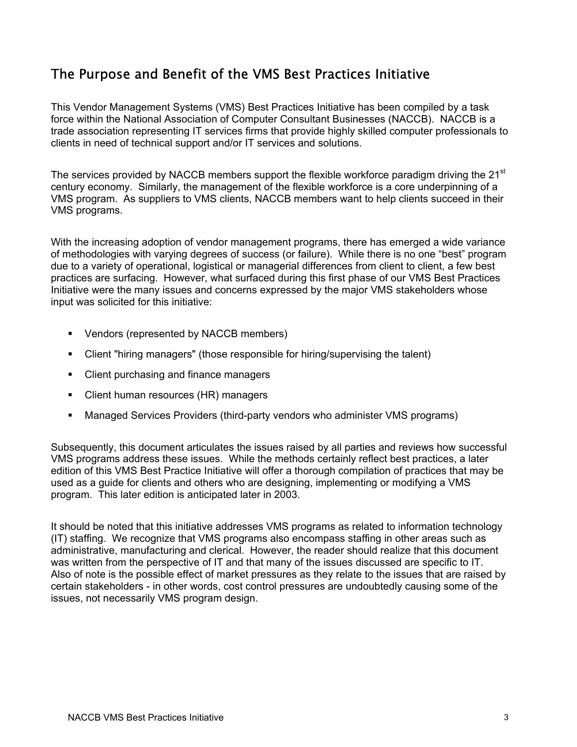## The Purpose and Benefit of the VMS Best Practices Initiative

This Vendor Management Systems (VMS) Best Practices Initiative has been compiled by a task force within the National Association of Computer Consultant Businesses (NACCB). NACCB is a trade association representing IT services firms that provide highly skilled computer professionals to clients in need of technical support and/or IT services and solutions.

The services provided by NACCB members support the flexible workforce paradigm driving the 21st century economy. Similarly, the management of the flexible workforce is a core underpinning of a VMS program. As suppliers to VMS clients, NACCB members want to help clients succeed in their VMS programs.

With the increasing adoption of vendor management programs, there has emerged a wide variance of methodologies with varying degrees of success (or failure). While there is no one "best" program due to a variety of operational, logistical or managerial differences from client to client, a few best practices are surfacing. However, what surfaced during this first phase of our VMS Best Practices Initiative were the many issues and concerns expressed by the major VMS stakeholders whose input was solicited for this initiative:

- Vendors (represented by NACCB members)
- Client "hiring managers" (those responsible for hiring/supervising the talent)
- Client purchasing and finance managers
- Client human resources (HR) managers
- Managed Services Providers (third-party vendors who administer VMS programs)

Subsequently, this document articulates the issues raised by all parties and reviews how successful VMS programs address these issues. While the methods certainly reflect best practices, a later edition of this VMS Best Practice Initiative will offer a thorough compilation of practices that may be used as a guide for clients and others who are designing, implementing or modifying a VMS program. This later edition is anticipated later in 2003.

It should be noted that this initiative addresses VMS programs as related to information technology (IT) staffing. We recognize that VMS programs also encompass staffing in other areas such as administrative, manufacturing and clerical. However, the reader should realize that this document was written from the perspective of IT and that many of the issues discussed are specific to IT. Also of note is the possible effect of market pressures as they relate to the issues that are raised by certain stakeholders - in other words, cost control pressures are undoubtedly causing some of the issues, not necessarily VMS program design.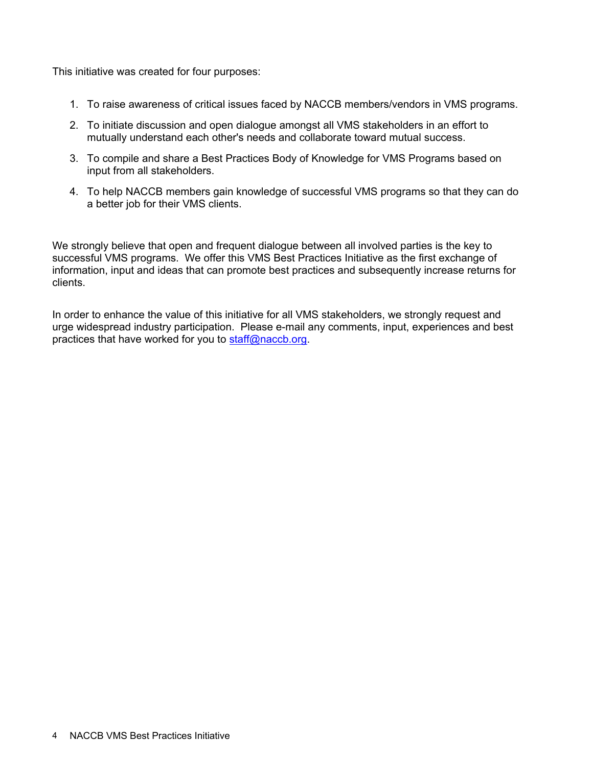This initiative was created for four purposes:

1. To raise awareness of critical issues faced by NACCB members/vendors in VMS programs.
2. To initiate discussion and open dialogue amongst all VMS stakeholders in an effort to mutually understand each other's needs and collaborate toward mutual success.
3. To compile and share a Best Practices Body of Knowledge for VMS Programs based on input from all stakeholders.
4. To help NACCB members gain knowledge of successful VMS programs so that they can do a better job for their VMS clients.

We strongly believe that open and frequent dialogue between all involved parties is the key to successful VMS programs. We offer this VMS Best Practices Initiative as the first exchange of information, input and ideas that can promote best practices and subsequently increase returns for clients.

In order to enhance the value of this initiative for all VMS stakeholders, we strongly request and urge widespread industry participation. Please e-mail any comments, input, experiences and best practices that have worked for you to staff@naccb.org.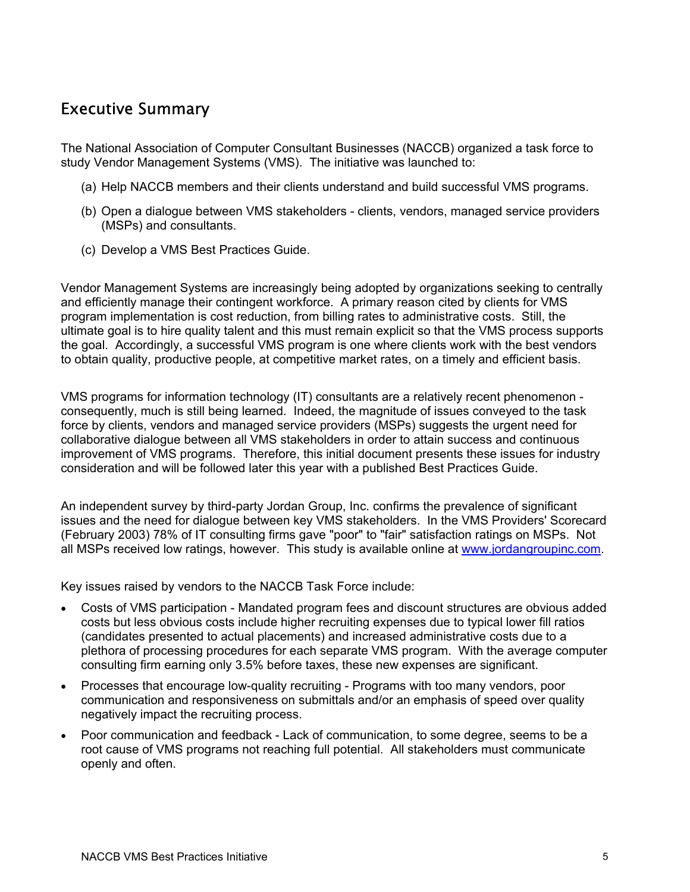## Executive Summary

The National Association of Computer Consultant Businesses (NACCB) organized a task force to study Vendor Management Systems (VMS). The initiative was launched to:

(a) Help NACCB members and their clients understand and build successful VMS programs.

(b) Open a dialogue between VMS stakeholders - clients, vendors, managed service providers (MSPs) and consultants.

(c) Develop a VMS Best Practices Guide.

Vendor Management Systems are increasingly being adopted by organizations seeking to centrally and efficiently manage their contingent workforce. A primary reason cited by clients for VMS program implementation is cost reduction, from billing rates to administrative costs. Still, the ultimate goal is to hire quality talent and this must remain explicit so that the VMS process supports the goal. Accordingly, a successful VMS program is one where clients work with the best vendors to obtain quality, productive people, at competitive market rates, on a timely and efficient basis.

VMS programs for information technology (IT) consultants are a relatively recent phenomenon - consequently, much is still being learned. Indeed, the magnitude of issues conveyed to the task force by clients, vendors and managed service providers (MSPs) suggests the urgent need for collaborative dialogue between all VMS stakeholders in order to attain success and continuous improvement of VMS programs. Therefore, this initial document presents these issues for industry consideration and will be followed later this year with a published Best Practices Guide.

An independent survey by third-party Jordan Group, Inc. confirms the prevalence of significant issues and the need for dialogue between key VMS stakeholders. In the VMS Providers' Scorecard (February 2003) 78% of IT consulting firms gave "poor" to "fair" satisfaction ratings on MSPs. Not all MSPs received low ratings, however. This study is available online at [www.jordangroupinc.com](http://www.jordangroupinc.com).

Key issues raised by vendors to the NACCB Task Force include:

- Costs of VMS participation - Mandated program fees and discount structures are obvious added costs but less obvious costs include higher recruiting expenses due to typical lower fill ratios (candidates presented to actual placements) and increased administrative costs due to a plethora of processing procedures for each separate VMS program. With the average computer consulting firm earning only 3.5% before taxes, these new expenses are significant.
- Processes that encourage low-quality recruiting - Programs with too many vendors, poor communication and responsiveness on submittals and/or an emphasis of speed over quality negatively impact the recruiting process.
- Poor communication and feedback - Lack of communication, to some degree, seems to be a root cause of VMS programs not reaching full potential. All stakeholders must communicate openly and often.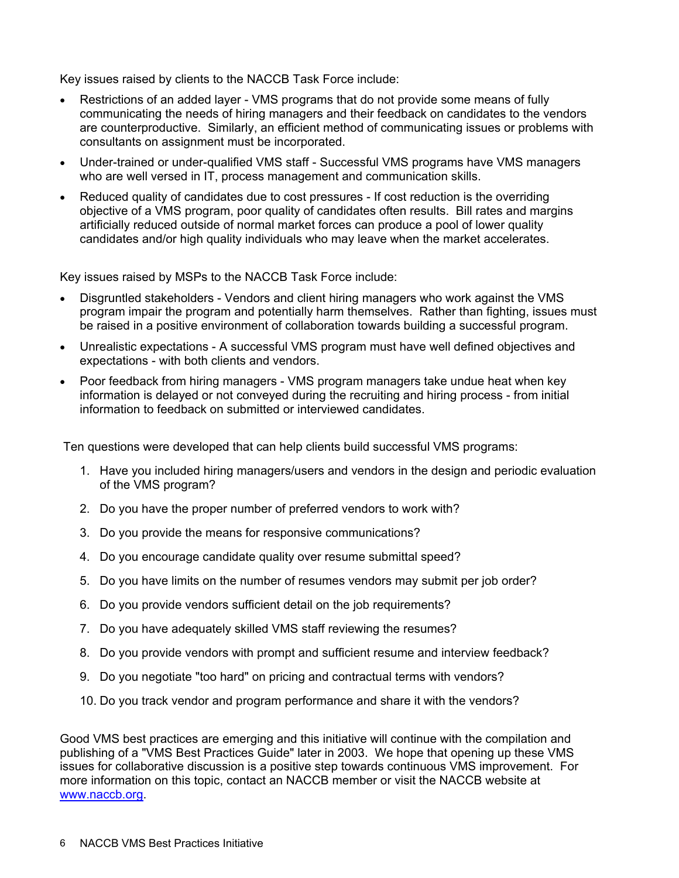Key issues raised by clients to the NACCB Task Force include:

- Restrictions of an added layer - VMS programs that do not provide some means of fully communicating the needs of hiring managers and their feedback on candidates to the vendors are counterproductive. Similarly, an efficient method of communicating issues or problems with consultants on assignment must be incorporated.
- Under-trained or under-qualified VMS staff - Successful VMS programs have VMS managers who are well versed in IT, process management and communication skills.
- Reduced quality of candidates due to cost pressures - If cost reduction is the overriding objective of a VMS program, poor quality of candidates often results. Bill rates and margins artificially reduced outside of normal market forces can produce a pool of lower quality candidates and/or high quality individuals who may leave when the market accelerates.

Key issues raised by MSPs to the NACCB Task Force include:

- Disgruntled stakeholders - Vendors and client hiring managers who work against the VMS program impair the program and potentially harm themselves. Rather than fighting, issues must be raised in a positive environment of collaboration towards building a successful program.
- Unrealistic expectations - A successful VMS program must have well defined objectives and expectations - with both clients and vendors.
- Poor feedback from hiring managers - VMS program managers take undue heat when key information is delayed or not conveyed during the recruiting and hiring process - from initial information to feedback on submitted or interviewed candidates.

Ten questions were developed that can help clients build successful VMS programs:

1. Have you included hiring managers/users and vendors in the design and periodic evaluation of the VMS program?
2. Do you have the proper number of preferred vendors to work with?
3. Do you provide the means for responsive communications?
4. Do you encourage candidate quality over resume submittal speed?
5. Do you have limits on the number of resumes vendors may submit per job order?
6. Do you provide vendors sufficient detail on the job requirements?
7. Do you have adequately skilled VMS staff reviewing the resumes?
8. Do you provide vendors with prompt and sufficient resume and interview feedback?
9. Do you negotiate "too hard" on pricing and contractual terms with vendors?
10. Do you track vendor and program performance and share it with the vendors?

Good VMS best practices are emerging and this initiative will continue with the compilation and publishing of a "VMS Best Practices Guide" later in 2003. We hope that opening up these VMS issues for collaborative discussion is a positive step towards continuous VMS improvement. For more information on this topic, contact an NACCB member or visit the NACCB website at [www.naccb.org](http://www.naccb.org).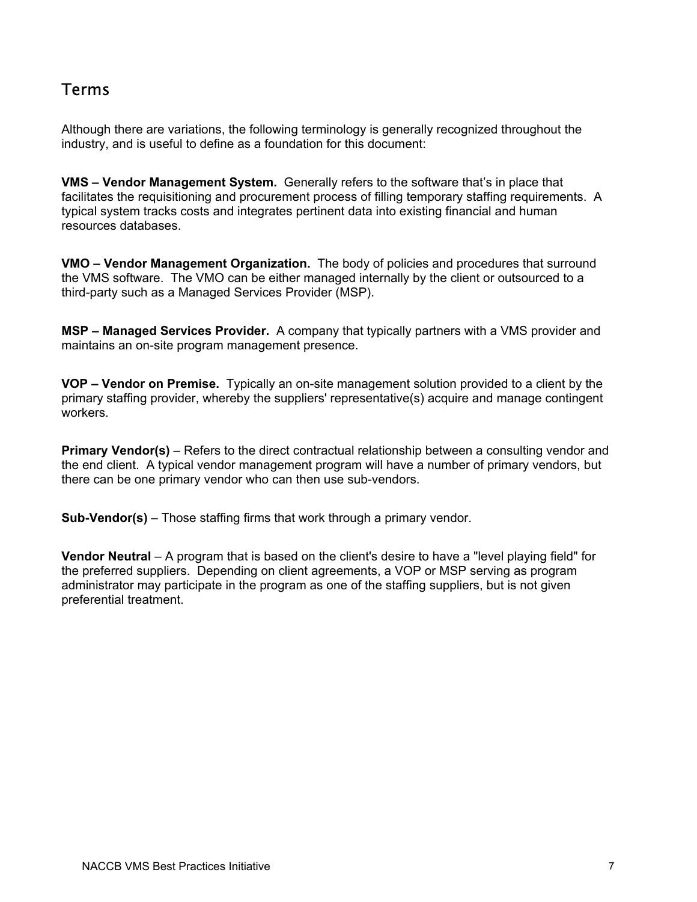## Terms

Although there are variations, the following terminology is generally recognized throughout the industry, and is useful to define as a foundation for this document:

**VMS – Vendor Management System.** Generally refers to the software that's in place that facilitates the requisitioning and procurement process of filling temporary staffing requirements. A typical system tracks costs and integrates pertinent data into existing financial and human resources databases.

**VMO – Vendor Management Organization.** The body of policies and procedures that surround the VMS software. The VMO can be either managed internally by the client or outsourced to a third-party such as a Managed Services Provider (MSP).

**MSP – Managed Services Provider.** A company that typically partners with a VMS provider and maintains an on-site program management presence.

**VOP – Vendor on Premise.** Typically an on-site management solution provided to a client by the primary staffing provider, whereby the suppliers' representative(s) acquire and manage contingent workers.

**Primary Vendor(s)** – Refers to the direct contractual relationship between a consulting vendor and the end client. A typical vendor management program will have a number of primary vendors, but there can be one primary vendor who can then use sub-vendors.

**Sub-Vendor(s)** – Those staffing firms that work through a primary vendor.

**Vendor Neutral** – A program that is based on the client's desire to have a "level playing field" for the preferred suppliers. Depending on client agreements, a VOP or MSP serving as program administrator may participate in the program as one of the staffing suppliers, but is not given preferential treatment.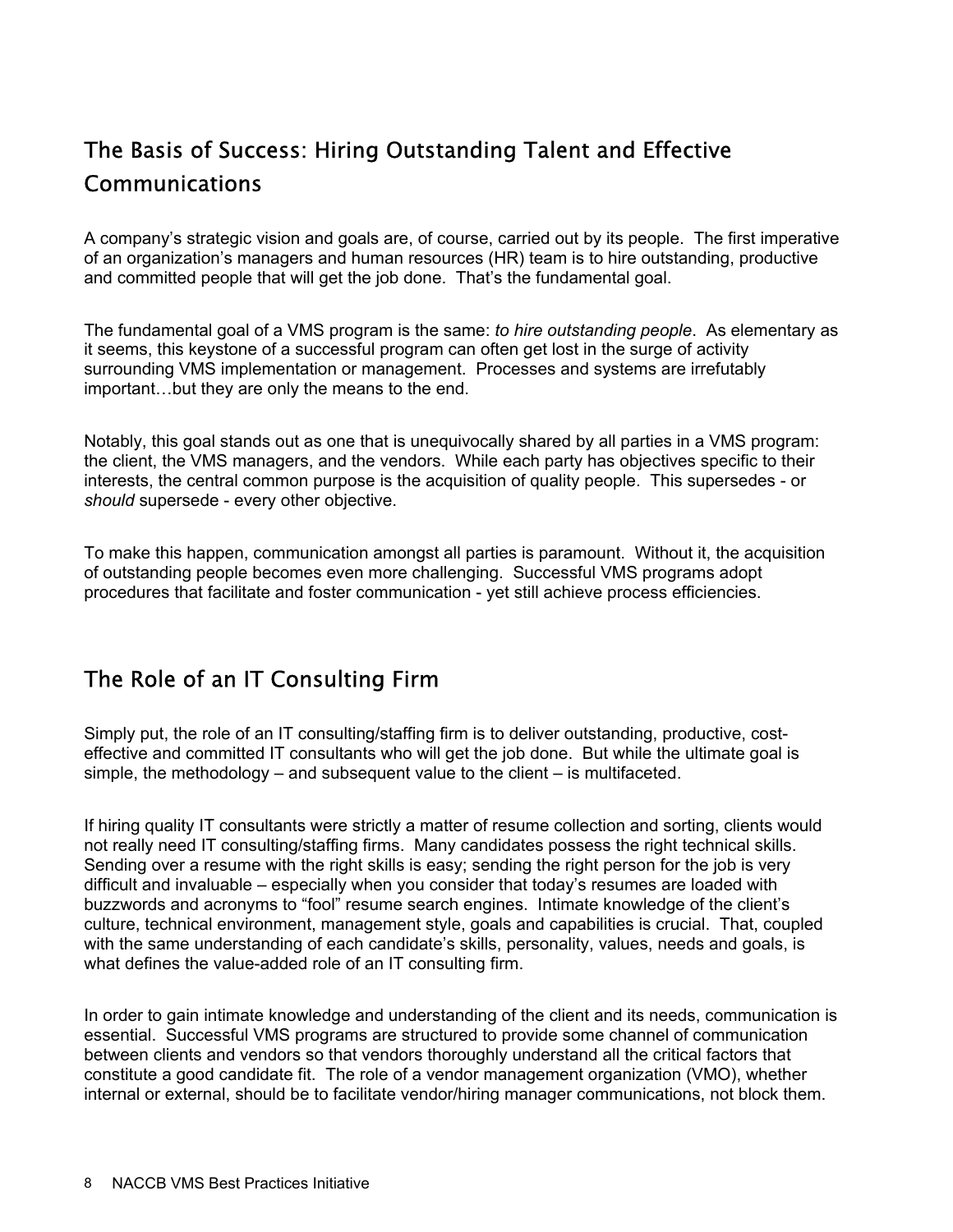## The Basis of Success: Hiring Outstanding Talent and Effective Communications

A company's strategic vision and goals are, of course, carried out by its people. The first imperative of an organization's managers and human resources (HR) team is to hire outstanding, productive and committed people that will get the job done. That's the fundamental goal.

The fundamental goal of a VMS program is the same: *to hire outstanding people*. As elementary as it seems, this keystone of a successful program can often get lost in the surge of activity surrounding VMS implementation or management. Processes and systems are irrefutably important…but they are only the means to the end.

Notably, this goal stands out as one that is unequivocally shared by all parties in a VMS program: the client, the VMS managers, and the vendors. While each party has objectives specific to their interests, the central common purpose is the acquisition of quality people. This supersedes - or *should* supersede - every other objective.

To make this happen, communication amongst all parties is paramount. Without it, the acquisition of outstanding people becomes even more challenging. Successful VMS programs adopt procedures that facilitate and foster communication - yet still achieve process efficiencies.

## The Role of an IT Consulting Firm

Simply put, the role of an IT consulting/staffing firm is to deliver outstanding, productive, cost-effective and committed IT consultants who will get the job done. But while the ultimate goal is simple, the methodology – and subsequent value to the client – is multifaceted.

If hiring quality IT consultants were strictly a matter of resume collection and sorting, clients would not really need IT consulting/staffing firms. Many candidates possess the right technical skills. Sending over a resume with the right skills is easy; sending the right person for the job is very difficult and invaluable – especially when you consider that today's resumes are loaded with buzzwords and acronyms to "fool" resume search engines. Intimate knowledge of the client's culture, technical environment, management style, goals and capabilities is crucial. That, coupled with the same understanding of each candidate's skills, personality, values, needs and goals, is what defines the value-added role of an IT consulting firm.

In order to gain intimate knowledge and understanding of the client and its needs, communication is essential. Successful VMS programs are structured to provide some channel of communication between clients and vendors so that vendors thoroughly understand all the critical factors that constitute a good candidate fit. The role of a vendor management organization (VMO), whether internal or external, should be to facilitate vendor/hiring manager communications, not block them.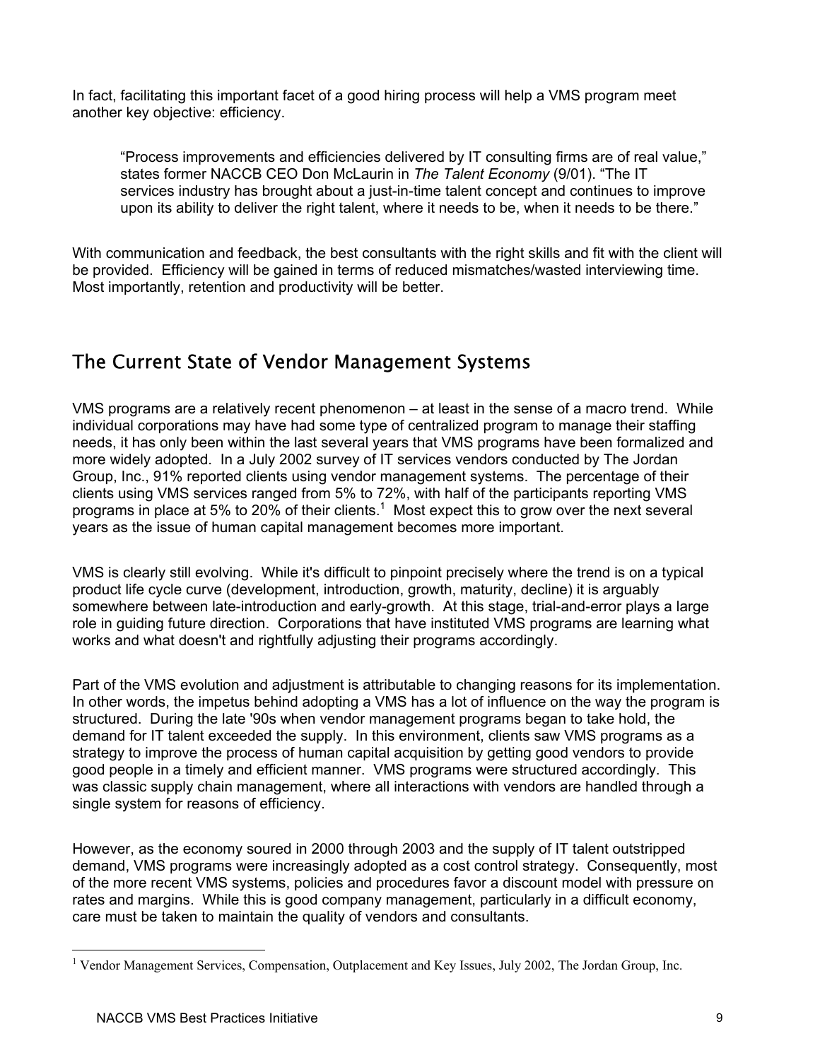In fact, facilitating this important facet of a good hiring process will help a VMS program meet another key objective: efficiency.

> "Process improvements and efficiencies delivered by IT consulting firms are of real value," states former NACCB CEO Don McLaurin in *The Talent Economy* (9/01). "The IT services industry has brought about a just-in-time talent concept and continues to improve upon its ability to deliver the right talent, where it needs to be, when it needs to be there."

With communication and feedback, the best consultants with the right skills and fit with the client will be provided. Efficiency will be gained in terms of reduced mismatches/wasted interviewing time. Most importantly, retention and productivity will be better.

## The Current State of Vendor Management Systems

VMS programs are a relatively recent phenomenon – at least in the sense of a macro trend. While individual corporations may have had some type of centralized program to manage their staffing needs, it has only been within the last several years that VMS programs have been formalized and more widely adopted. In a July 2002 survey of IT services vendors conducted by The Jordan Group, Inc., 91% reported clients using vendor management systems. The percentage of their clients using VMS services ranged from 5% to 72%, with half of the participants reporting VMS programs in place at 5% to 20% of their clients.[1] Most expect this to grow over the next several years as the issue of human capital management becomes more important.

VMS is clearly still evolving. While it's difficult to pinpoint precisely where the trend is on a typical product life cycle curve (development, introduction, growth, maturity, decline) it is arguably somewhere between late-introduction and early-growth. At this stage, trial-and-error plays a large role in guiding future direction. Corporations that have instituted VMS programs are learning what works and what doesn't and rightfully adjusting their programs accordingly.

Part of the VMS evolution and adjustment is attributable to changing reasons for its implementation. In other words, the impetus behind adopting a VMS has a lot of influence on the way the program is structured. During the late '90s when vendor management programs began to take hold, the demand for IT talent exceeded the supply. In this environment, clients saw VMS programs as a strategy to improve the process of human capital acquisition by getting good vendors to provide good people in a timely and efficient manner. VMS programs were structured accordingly. This was classic supply chain management, where all interactions with vendors are handled through a single system for reasons of efficiency.

However, as the economy soured in 2000 through 2003 and the supply of IT talent outstripped demand, VMS programs were increasingly adopted as a cost control strategy. Consequently, most of the more recent VMS systems, policies and procedures favor a discount model with pressure on rates and margins. While this is good company management, particularly in a difficult economy, care must be taken to maintain the quality of vendors and consultants.

---

[1] Vendor Management Services, Compensation, Outplacement and Key Issues, July 2002, The Jordan Group, Inc.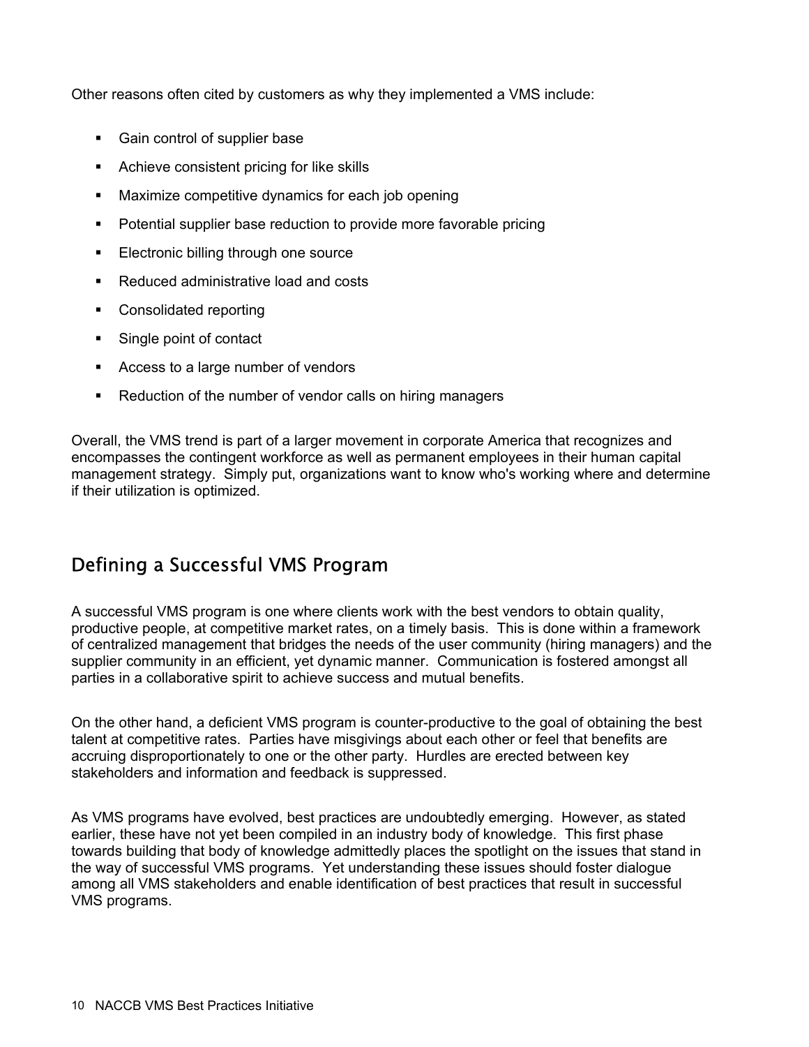Other reasons often cited by customers as why they implemented a VMS include:

- Gain control of supplier base
- Achieve consistent pricing for like skills
- Maximize competitive dynamics for each job opening
- Potential supplier base reduction to provide more favorable pricing
- Electronic billing through one source
- Reduced administrative load and costs
- Consolidated reporting
- Single point of contact
- Access to a large number of vendors
- Reduction of the number of vendor calls on hiring managers

Overall, the VMS trend is part of a larger movement in corporate America that recognizes and encompasses the contingent workforce as well as permanent employees in their human capital management strategy. Simply put, organizations want to know who's working where and determine if their utilization is optimized.

## Defining a Successful VMS Program

A successful VMS program is one where clients work with the best vendors to obtain quality, productive people, at competitive market rates, on a timely basis. This is done within a framework of centralized management that bridges the needs of the user community (hiring managers) and the supplier community in an efficient, yet dynamic manner. Communication is fostered amongst all parties in a collaborative spirit to achieve success and mutual benefits.

On the other hand, a deficient VMS program is counter-productive to the goal of obtaining the best talent at competitive rates. Parties have misgivings about each other or feel that benefits are accruing disproportionately to one or the other party. Hurdles are erected between key stakeholders and information and feedback is suppressed.

As VMS programs have evolved, best practices are undoubtedly emerging. However, as stated earlier, these have not yet been compiled in an industry body of knowledge. This first phase towards building that body of knowledge admittedly places the spotlight on the issues that stand in the way of successful VMS programs. Yet understanding these issues should foster dialogue among all VMS stakeholders and enable identification of best practices that result in successful VMS programs.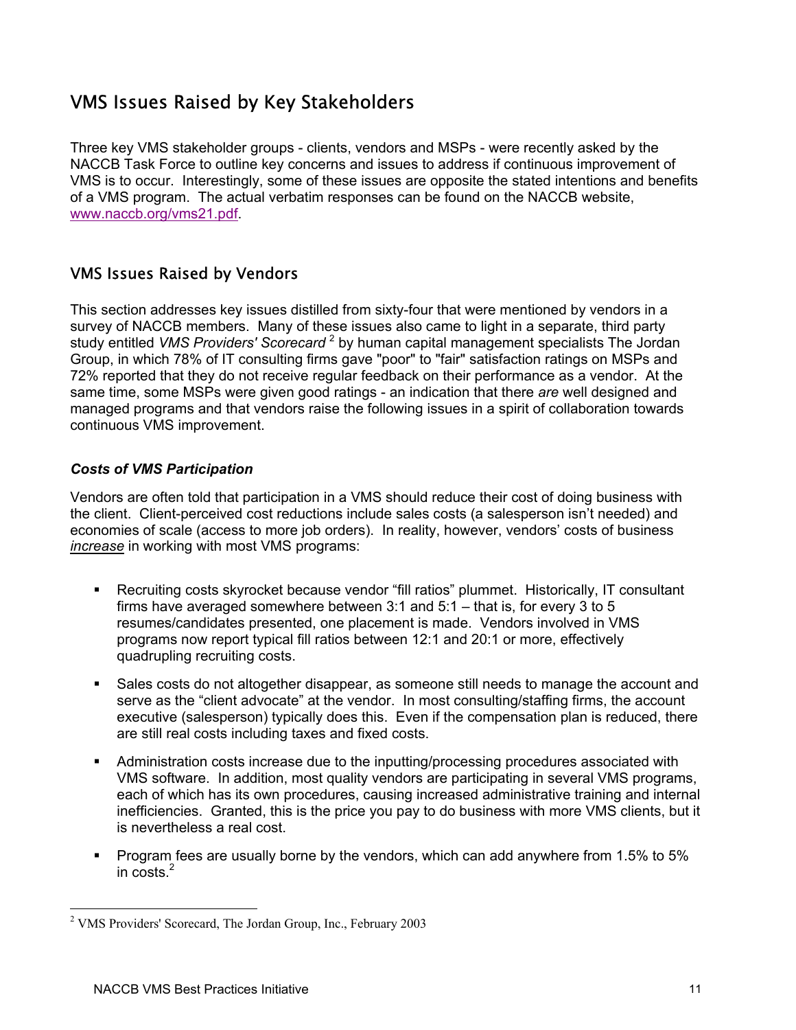## VMS Issues Raised by Key Stakeholders

Three key VMS stakeholder groups - clients, vendors and MSPs - were recently asked by the NACCB Task Force to outline key concerns and issues to address if continuous improvement of VMS is to occur. Interestingly, some of these issues are opposite the stated intentions and benefits of a VMS program. The actual verbatim responses can be found on the NACCB website, www.naccb.org/vms21.pdf.

## VMS Issues Raised by Vendors

This section addresses key issues distilled from sixty-four that were mentioned by vendors in a survey of NACCB members. Many of these issues also came to light in a separate, third party study entitled *VMS Providers' Scorecard* [2] by human capital management specialists The Jordan Group, in which 78% of IT consulting firms gave "poor" to "fair" satisfaction ratings on MSPs and 72% reported that they do not receive regular feedback on their performance as a vendor. At the same time, some MSPs were given good ratings - an indication that there *are* well designed and managed programs and that vendors raise the following issues in a spirit of collaboration towards continuous VMS improvement.

### *Costs of VMS Participation*

Vendors are often told that participation in a VMS should reduce their cost of doing business with the client. Client-perceived cost reductions include sales costs (a salesperson isn't needed) and economies of scale (access to more job orders). In reality, however, vendors' costs of business ***increase*** in working with most VMS programs:

- Recruiting costs skyrocket because vendor "fill ratios" plummet. Historically, IT consultant firms have averaged somewhere between 3:1 and 5:1 – that is, for every 3 to 5 resumes/candidates presented, one placement is made. Vendors involved in VMS programs now report typical fill ratios between 12:1 and 20:1 or more, effectively quadrupling recruiting costs.
- Sales costs do not altogether disappear, as someone still needs to manage the account and serve as the "client advocate" at the vendor. In most consulting/staffing firms, the account executive (salesperson) typically does this. Even if the compensation plan is reduced, there are still real costs including taxes and fixed costs.
- Administration costs increase due to the inputting/processing procedures associated with VMS software. In addition, most quality vendors are participating in several VMS programs, each of which has its own procedures, causing increased administrative training and internal inefficiencies. Granted, this is the price you pay to do business with more VMS clients, but it is nevertheless a real cost.
- Program fees are usually borne by the vendors, which can add anywhere from 1.5% to 5% in costs.[2]

[2] VMS Providers' Scorecard, The Jordan Group, Inc., February 2003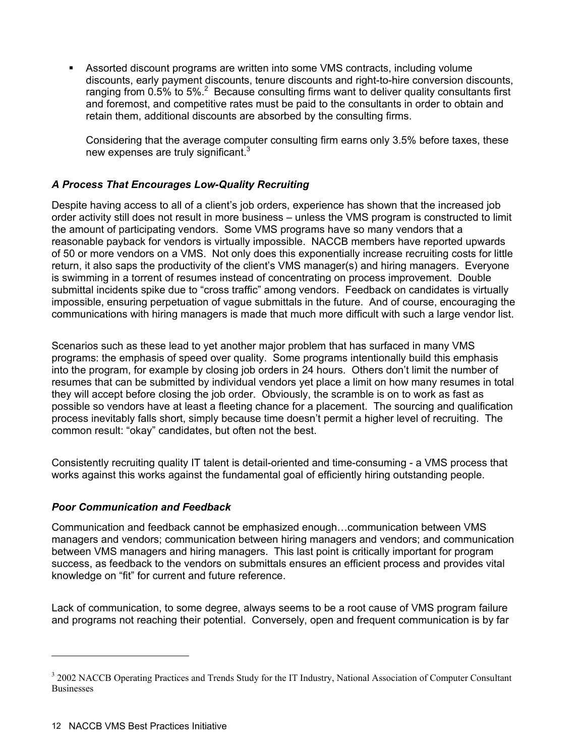- Assorted discount programs are written into some VMS contracts, including volume discounts, early payment discounts, tenure discounts and right-to-hire conversion discounts, ranging from 0.5% to 5%.[2] Because consulting firms want to deliver quality consultants first and foremost, and competitive rates must be paid to the consultants in order to obtain and retain them, additional discounts are absorbed by the consulting firms.

  Considering that the average computer consulting firm earns only 3.5% before taxes, these new expenses are truly significant.[3]

### *A Process That Encourages Low-Quality Recruiting*

Despite having access to all of a client's job orders, experience has shown that the increased job order activity still does not result in more business – unless the VMS program is constructed to limit the amount of participating vendors. Some VMS programs have so many vendors that a reasonable payback for vendors is virtually impossible. NACCB members have reported upwards of 50 or more vendors on a VMS. Not only does this exponentially increase recruiting costs for little return, it also saps the productivity of the client's VMS manager(s) and hiring managers. Everyone is swimming in a torrent of resumes instead of concentrating on process improvement. Double submittal incidents spike due to "cross traffic" among vendors. Feedback on candidates is virtually impossible, ensuring perpetuation of vague submittals in the future. And of course, encouraging the communications with hiring managers is made that much more difficult with such a large vendor list.

Scenarios such as these lead to yet another major problem that has surfaced in many VMS programs: the emphasis of speed over quality. Some programs intentionally build this emphasis into the program, for example by closing job orders in 24 hours. Others don't limit the number of resumes that can be submitted by individual vendors yet place a limit on how many resumes in total they will accept before closing the job order. Obviously, the scramble is on to work as fast as possible so vendors have at least a fleeting chance for a placement. The sourcing and qualification process inevitably falls short, simply because time doesn't permit a higher level of recruiting. The common result: "okay" candidates, but often not the best.

Consistently recruiting quality IT talent is detail-oriented and time-consuming - a VMS process that works against this works against the fundamental goal of efficiently hiring outstanding people.

### *Poor Communication and Feedback*

Communication and feedback cannot be emphasized enough…communication between VMS managers and vendors; communication between hiring managers and vendors; and communication between VMS managers and hiring managers. This last point is critically important for program success, as feedback to the vendors on submittals ensures an efficient process and provides vital knowledge on "fit" for current and future reference.

Lack of communication, to some degree, always seems to be a root cause of VMS program failure and programs not reaching their potential. Conversely, open and frequent communication is by far

---

[3] 2002 NACCB Operating Practices and Trends Study for the IT Industry, National Association of Computer Consultant Businesses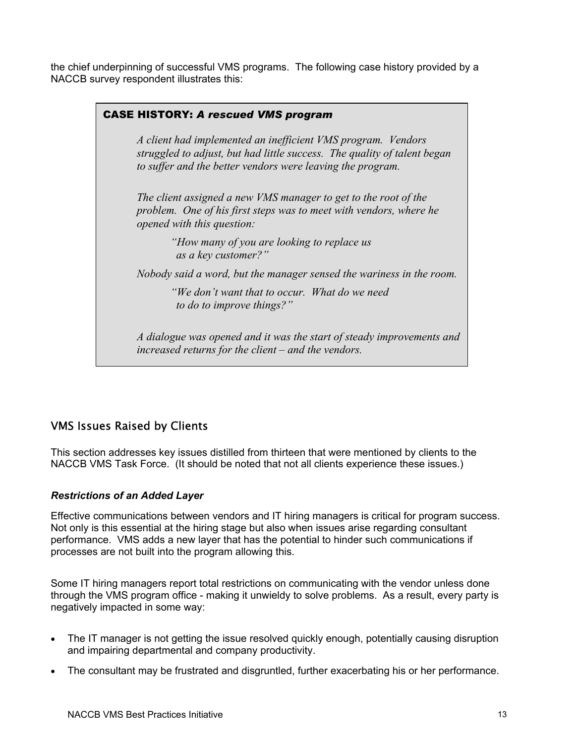the chief underpinning of successful VMS programs. The following case history provided by a NACCB survey respondent illustrates this:

> **CASE HISTORY:** ***A rescued VMS program***
>
> *A client had implemented an inefficient VMS program. Vendors struggled to adjust, but had little success. The quality of talent began to suffer and the better vendors were leaving the program.*
>
> *The client assigned a new VMS manager to get to the root of the problem. One of his first steps was to meet with vendors, where he opened with this question:*
>
> > *"How many of you are looking to replace us as a key customer?"*
>
> *Nobody said a word, but the manager sensed the wariness in the room.*
>
> > *"We don't want that to occur. What do we need to do to improve things?"*
>
> *A dialogue was opened and it was the start of steady improvements and increased returns for the client – and the vendors.*

## VMS Issues Raised by Clients

This section addresses key issues distilled from thirteen that were mentioned by clients to the NACCB VMS Task Force. (It should be noted that not all clients experience these issues.)

### *Restrictions of an Added Layer*

Effective communications between vendors and IT hiring managers is critical for program success. Not only is this essential at the hiring stage but also when issues arise regarding consultant performance. VMS adds a new layer that has the potential to hinder such communications if processes are not built into the program allowing this.

Some IT hiring managers report total restrictions on communicating with the vendor unless done through the VMS program office - making it unwieldy to solve problems. As a result, every party is negatively impacted in some way:

- The IT manager is not getting the issue resolved quickly enough, potentially causing disruption and impairing departmental and company productivity.
- The consultant may be frustrated and disgruntled, further exacerbating his or her performance.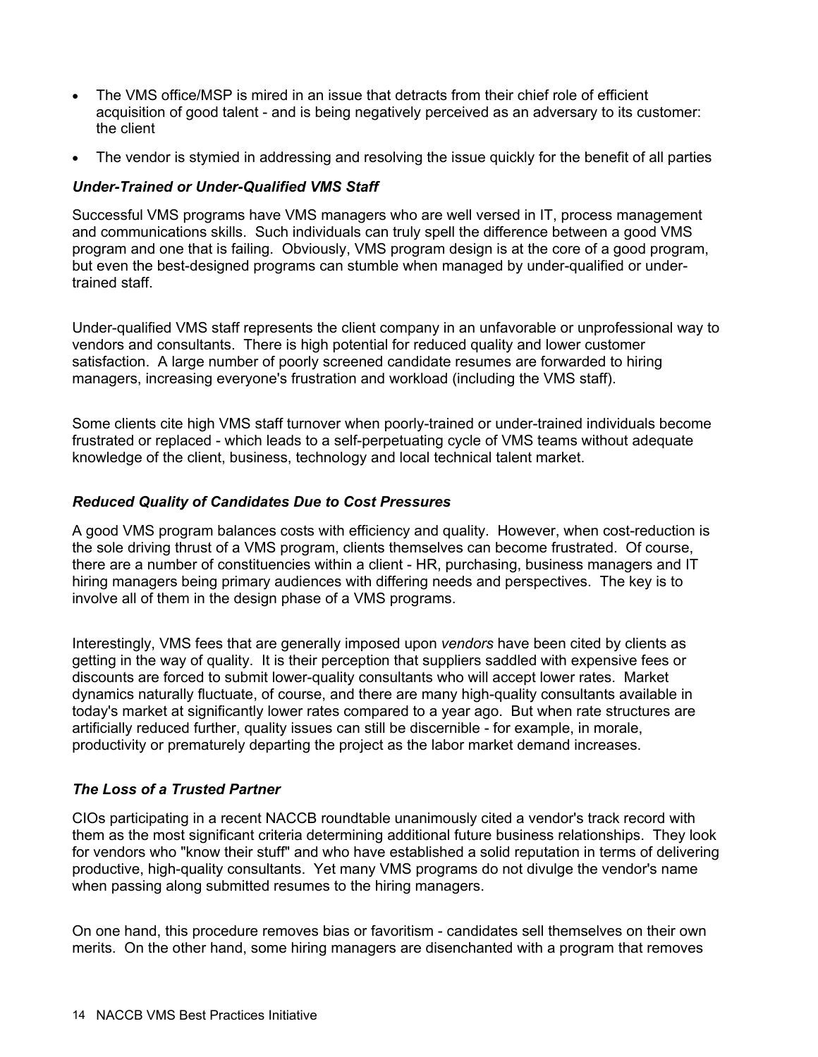- The VMS office/MSP is mired in an issue that detracts from their chief role of efficient acquisition of good talent - and is being negatively perceived as an adversary to its customer: the client
- The vendor is stymied in addressing and resolving the issue quickly for the benefit of all parties

### *Under-Trained or Under-Qualified VMS Staff*

Successful VMS programs have VMS managers who are well versed in IT, process management and communications skills. Such individuals can truly spell the difference between a good VMS program and one that is failing. Obviously, VMS program design is at the core of a good program, but even the best-designed programs can stumble when managed by under-qualified or under-trained staff.

Under-qualified VMS staff represents the client company in an unfavorable or unprofessional way to vendors and consultants. There is high potential for reduced quality and lower customer satisfaction. A large number of poorly screened candidate resumes are forwarded to hiring managers, increasing everyone's frustration and workload (including the VMS staff).

Some clients cite high VMS staff turnover when poorly-trained or under-trained individuals become frustrated or replaced - which leads to a self-perpetuating cycle of VMS teams without adequate knowledge of the client, business, technology and local technical talent market.

### *Reduced Quality of Candidates Due to Cost Pressures*

A good VMS program balances costs with efficiency and quality. However, when cost-reduction is the sole driving thrust of a VMS program, clients themselves can become frustrated. Of course, there are a number of constituencies within a client - HR, purchasing, business managers and IT hiring managers being primary audiences with differing needs and perspectives. The key is to involve all of them in the design phase of a VMS programs.

Interestingly, VMS fees that are generally imposed upon *vendors* have been cited by clients as getting in the way of quality. It is their perception that suppliers saddled with expensive fees or discounts are forced to submit lower-quality consultants who will accept lower rates. Market dynamics naturally fluctuate, of course, and there are many high-quality consultants available in today's market at significantly lower rates compared to a year ago. But when rate structures are artificially reduced further, quality issues can still be discernible - for example, in morale, productivity or prematurely departing the project as the labor market demand increases.

### *The Loss of a Trusted Partner*

CIOs participating in a recent NACCB roundtable unanimously cited a vendor's track record with them as the most significant criteria determining additional future business relationships. They look for vendors who "know their stuff" and who have established a solid reputation in terms of delivering productive, high-quality consultants. Yet many VMS programs do not divulge the vendor's name when passing along submitted resumes to the hiring managers.

On one hand, this procedure removes bias or favoritism - candidates sell themselves on their own merits. On the other hand, some hiring managers are disenchanted with a program that removes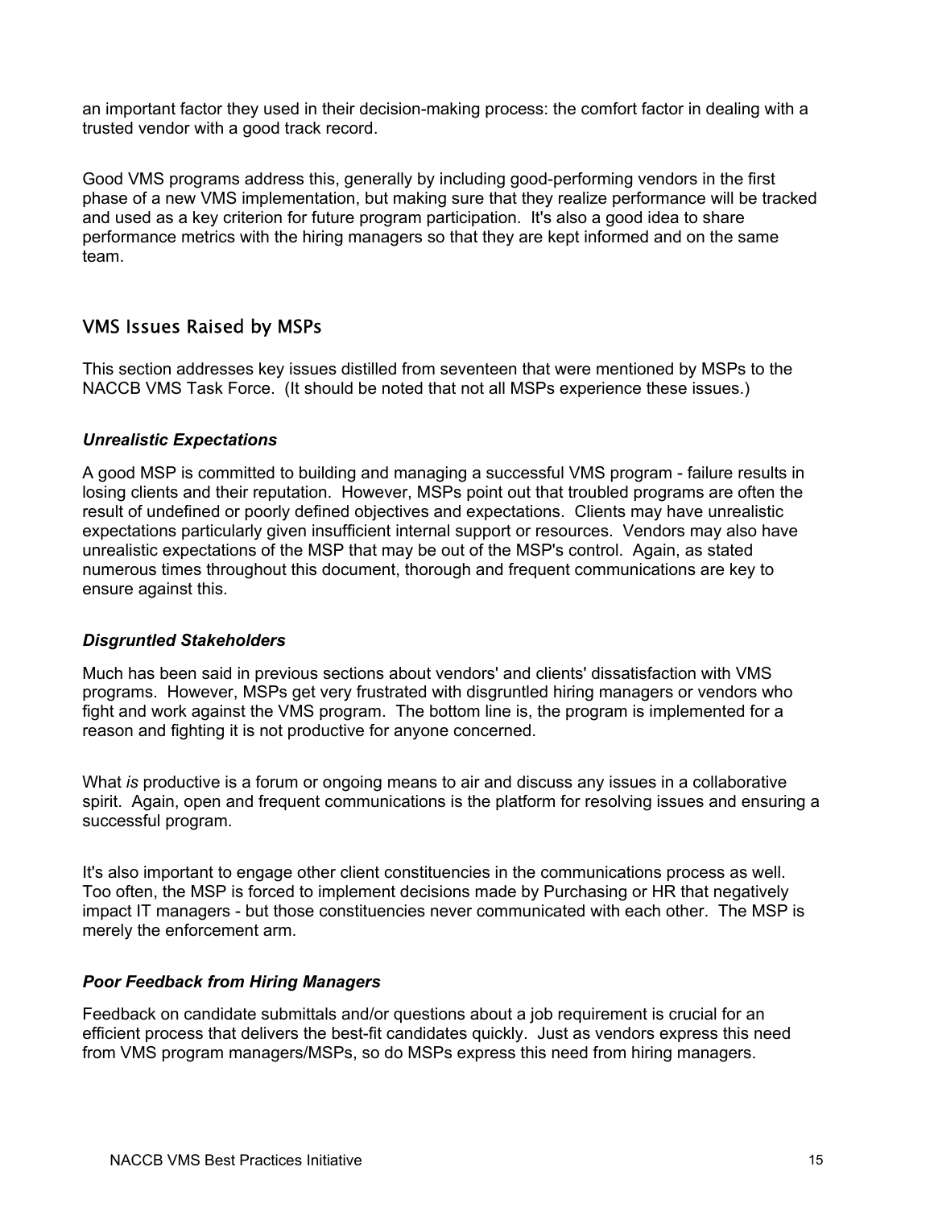an important factor they used in their decision-making process: the comfort factor in dealing with a trusted vendor with a good track record.

Good VMS programs address this, generally by including good-performing vendors in the first phase of a new VMS implementation, but making sure that they realize performance will be tracked and used as a key criterion for future program participation. It's also a good idea to share performance metrics with the hiring managers so that they are kept informed and on the same team.

## VMS Issues Raised by MSPs

This section addresses key issues distilled from seventeen that were mentioned by MSPs to the NACCB VMS Task Force. (It should be noted that not all MSPs experience these issues.)

### *Unrealistic Expectations*

A good MSP is committed to building and managing a successful VMS program - failure results in losing clients and their reputation. However, MSPs point out that troubled programs are often the result of undefined or poorly defined objectives and expectations. Clients may have unrealistic expectations particularly given insufficient internal support or resources. Vendors may also have unrealistic expectations of the MSP that may be out of the MSP's control. Again, as stated numerous times throughout this document, thorough and frequent communications are key to ensure against this.

### *Disgruntled Stakeholders*

Much has been said in previous sections about vendors' and clients' dissatisfaction with VMS programs. However, MSPs get very frustrated with disgruntled hiring managers or vendors who fight and work against the VMS program. The bottom line is, the program is implemented for a reason and fighting it is not productive for anyone concerned.

What *is* productive is a forum or ongoing means to air and discuss any issues in a collaborative spirit. Again, open and frequent communications is the platform for resolving issues and ensuring a successful program.

It's also important to engage other client constituencies in the communications process as well. Too often, the MSP is forced to implement decisions made by Purchasing or HR that negatively impact IT managers - but those constituencies never communicated with each other. The MSP is merely the enforcement arm.

### *Poor Feedback from Hiring Managers*

Feedback on candidate submittals and/or questions about a job requirement is crucial for an efficient process that delivers the best-fit candidates quickly. Just as vendors express this need from VMS program managers/MSPs, so do MSPs express this need from hiring managers.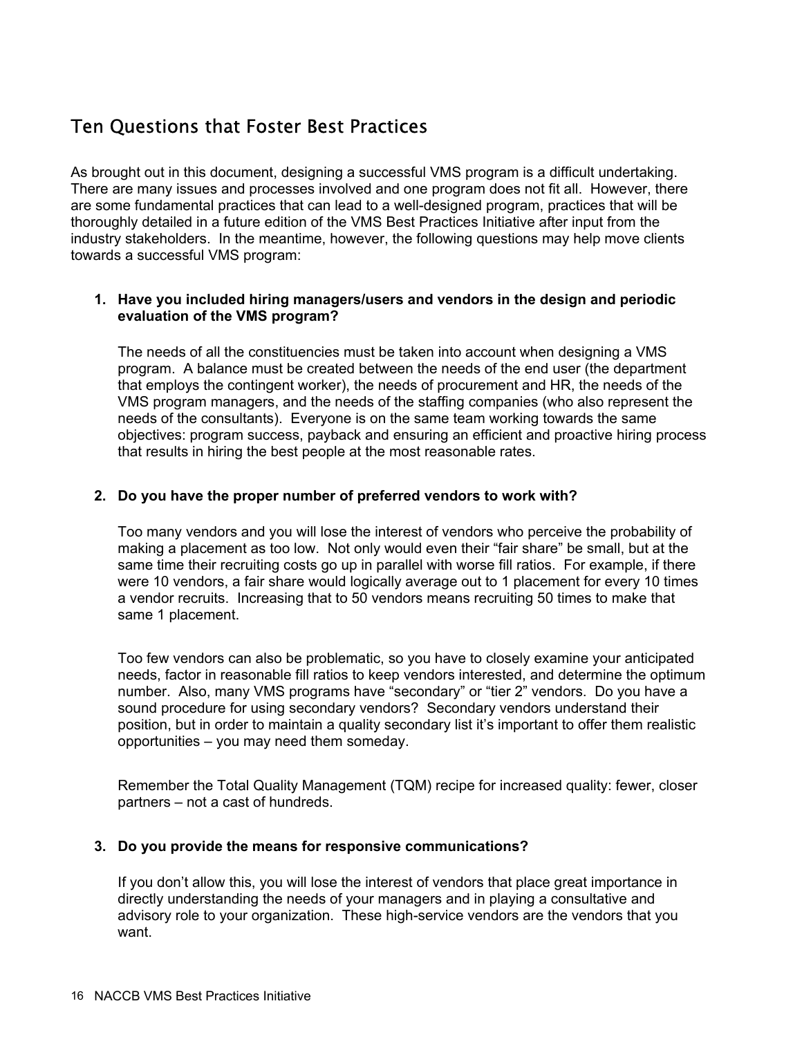## Ten Questions that Foster Best Practices

As brought out in this document, designing a successful VMS program is a difficult undertaking. There are many issues and processes involved and one program does not fit all. However, there are some fundamental practices that can lead to a well-designed program, practices that will be thoroughly detailed in a future edition of the VMS Best Practices Initiative after input from the industry stakeholders. In the meantime, however, the following questions may help move clients towards a successful VMS program:

1. **Have you included hiring managers/users and vendors in the design and periodic evaluation of the VMS program?**

   The needs of all the constituencies must be taken into account when designing a VMS program. A balance must be created between the needs of the end user (the department that employs the contingent worker), the needs of procurement and HR, the needs of the VMS program managers, and the needs of the staffing companies (who also represent the needs of the consultants). Everyone is on the same team working towards the same objectives: program success, payback and ensuring an efficient and proactive hiring process that results in hiring the best people at the most reasonable rates.

2. **Do you have the proper number of preferred vendors to work with?**

   Too many vendors and you will lose the interest of vendors who perceive the probability of making a placement as too low. Not only would even their "fair share" be small, but at the same time their recruiting costs go up in parallel with worse fill ratios. For example, if there were 10 vendors, a fair share would logically average out to 1 placement for every 10 times a vendor recruits. Increasing that to 50 vendors means recruiting 50 times to make that same 1 placement.

   Too few vendors can also be problematic, so you have to closely examine your anticipated needs, factor in reasonable fill ratios to keep vendors interested, and determine the optimum number. Also, many VMS programs have "secondary" or "tier 2" vendors. Do you have a sound procedure for using secondary vendors? Secondary vendors understand their position, but in order to maintain a quality secondary list it's important to offer them realistic opportunities – you may need them someday.

   Remember the Total Quality Management (TQM) recipe for increased quality: fewer, closer partners – not a cast of hundreds.

3. **Do you provide the means for responsive communications?**

   If you don't allow this, you will lose the interest of vendors that place great importance in directly understanding the needs of your managers and in playing a consultative and advisory role to your organization. These high-service vendors are the vendors that you want.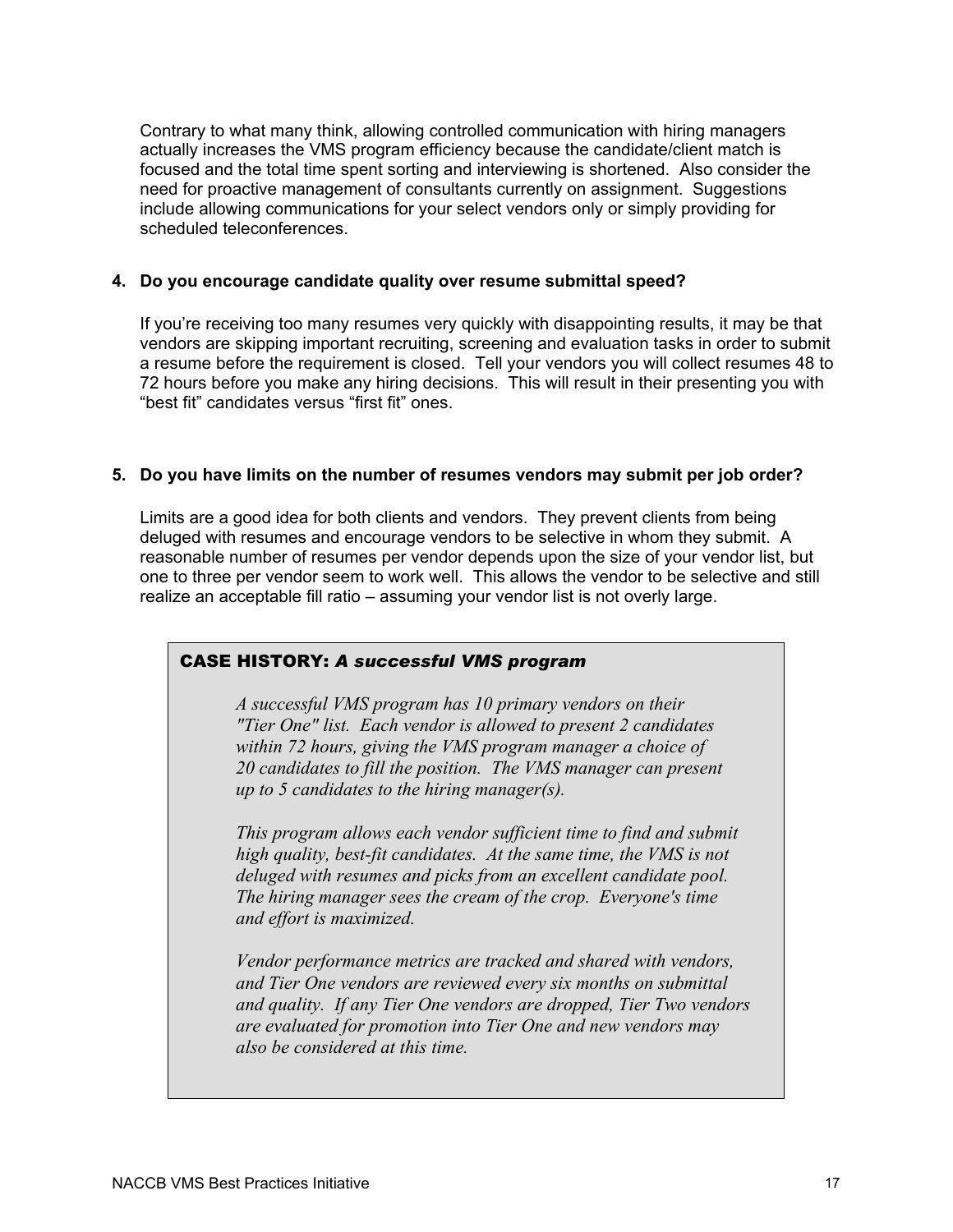Contrary to what many think, allowing controlled communication with hiring managers actually increases the VMS program efficiency because the candidate/client match is focused and the total time spent sorting and interviewing is shortened. Also consider the need for proactive management of consultants currently on assignment. Suggestions include allowing communications for your select vendors only or simply providing for scheduled teleconferences.

**4. Do you encourage candidate quality over resume submittal speed?**

If you're receiving too many resumes very quickly with disappointing results, it may be that vendors are skipping important recruiting, screening and evaluation tasks in order to submit a resume before the requirement is closed. Tell your vendors you will collect resumes 48 to 72 hours before you make any hiring decisions. This will result in their presenting you with "best fit" candidates versus "first fit" ones.

**5. Do you have limits on the number of resumes vendors may submit per job order?**

Limits are a good idea for both clients and vendors. They prevent clients from being deluged with resumes and encourage vendors to be selective in whom they submit. A reasonable number of resumes per vendor depends upon the size of your vendor list, but one to three per vendor seem to work well. This allows the vendor to be selective and still realize an acceptable fill ratio – assuming your vendor list is not overly large.

> **CASE HISTORY:** ***A successful VMS program***
>
> *A successful VMS program has 10 primary vendors on their "Tier One" list. Each vendor is allowed to present 2 candidates within 72 hours, giving the VMS program manager a choice of 20 candidates to fill the position. The VMS manager can present up to 5 candidates to the hiring manager(s).*
>
> *This program allows each vendor sufficient time to find and submit high quality, best-fit candidates. At the same time, the VMS is not deluged with resumes and picks from an excellent candidate pool. The hiring manager sees the cream of the crop. Everyone's time and effort is maximized.*
>
> *Vendor performance metrics are tracked and shared with vendors, and Tier One vendors are reviewed every six months on submittal and quality. If any Tier One vendors are dropped, Tier Two vendors are evaluated for promotion into Tier One and new vendors may also be considered at this time.*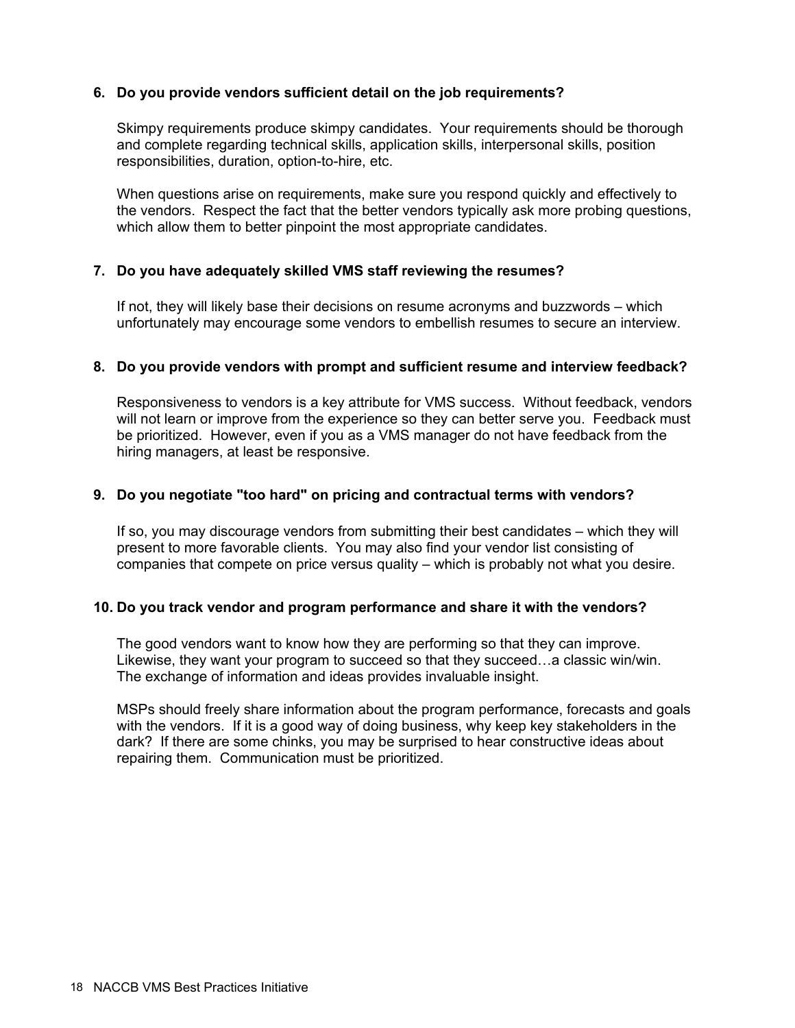**6. Do you provide vendors sufficient detail on the job requirements?**

Skimpy requirements produce skimpy candidates. Your requirements should be thorough and complete regarding technical skills, application skills, interpersonal skills, position responsibilities, duration, option-to-hire, etc.

When questions arise on requirements, make sure you respond quickly and effectively to the vendors. Respect the fact that the better vendors typically ask more probing questions, which allow them to better pinpoint the most appropriate candidates.

**7. Do you have adequately skilled VMS staff reviewing the resumes?**

If not, they will likely base their decisions on resume acronyms and buzzwords – which unfortunately may encourage some vendors to embellish resumes to secure an interview.

**8. Do you provide vendors with prompt and sufficient resume and interview feedback?**

Responsiveness to vendors is a key attribute for VMS success. Without feedback, vendors will not learn or improve from the experience so they can better serve you. Feedback must be prioritized. However, even if you as a VMS manager do not have feedback from the hiring managers, at least be responsive.

**9. Do you negotiate "too hard" on pricing and contractual terms with vendors?**

If so, you may discourage vendors from submitting their best candidates – which they will present to more favorable clients. You may also find your vendor list consisting of companies that compete on price versus quality – which is probably not what you desire.

**10. Do you track vendor and program performance and share it with the vendors?**

The good vendors want to know how they are performing so that they can improve. Likewise, they want your program to succeed so that they succeed…a classic win/win. The exchange of information and ideas provides invaluable insight.

MSPs should freely share information about the program performance, forecasts and goals with the vendors. If it is a good way of doing business, why keep key stakeholders in the dark? If there are some chinks, you may be surprised to hear constructive ideas about repairing them. Communication must be prioritized.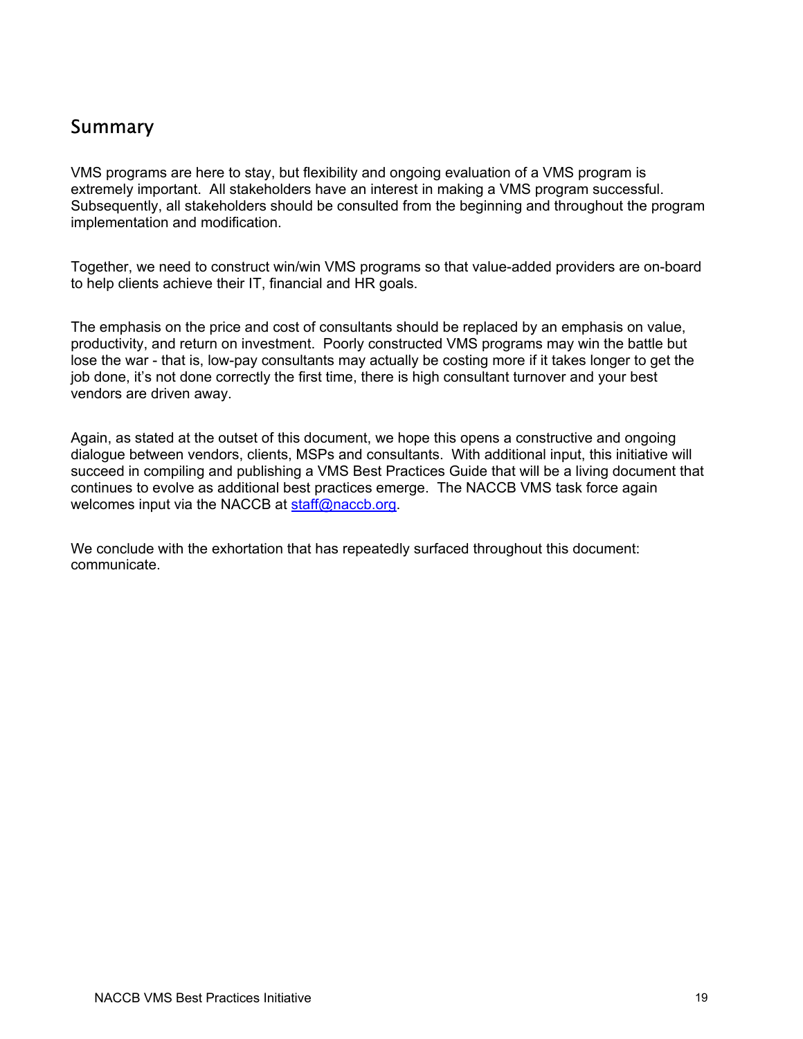## Summary

VMS programs are here to stay, but flexibility and ongoing evaluation of a VMS program is extremely important. All stakeholders have an interest in making a VMS program successful. Subsequently, all stakeholders should be consulted from the beginning and throughout the program implementation and modification.

Together, we need to construct win/win VMS programs so that value-added providers are on-board to help clients achieve their IT, financial and HR goals.

The emphasis on the price and cost of consultants should be replaced by an emphasis on value, productivity, and return on investment. Poorly constructed VMS programs may win the battle but lose the war - that is, low-pay consultants may actually be costing more if it takes longer to get the job done, it's not done correctly the first time, there is high consultant turnover and your best vendors are driven away.

Again, as stated at the outset of this document, we hope this opens a constructive and ongoing dialogue between vendors, clients, MSPs and consultants. With additional input, this initiative will succeed in compiling and publishing a VMS Best Practices Guide that will be a living document that continues to evolve as additional best practices emerge. The NACCB VMS task force again welcomes input via the NACCB at staff@naccb.org.

We conclude with the exhortation that has repeatedly surfaced throughout this document: communicate.